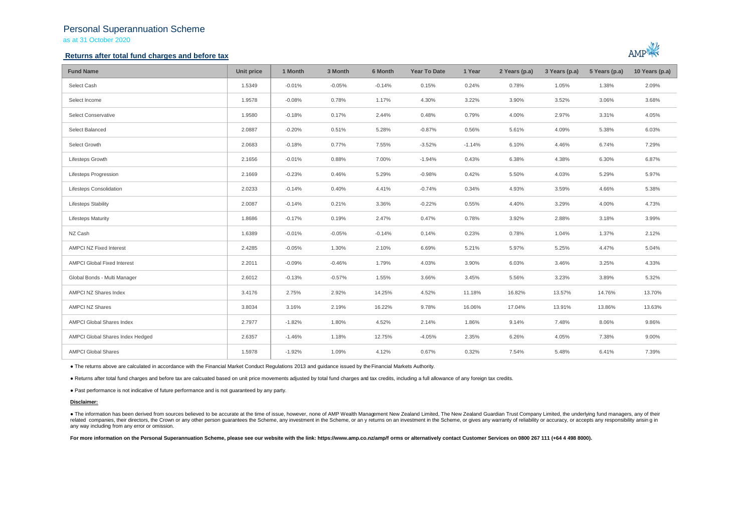# Personal Superannuation Scheme

as at 31 October 2020

## Returns after total fund charges and before tax

| Fund Name | Unit price | 1 Month | 3 Month | 6 Month | Year To Date | 1 Year | 2 Years (p.a) | 3 Years (p.a) | 5 Years (p.a) | 10 Years (p.a) |
|---|---|---|---|---|---|---|---|---|---|---|
| Select Cash | 1.5349 | -0.01% | -0.05% | -0.14% | 0.15% | 0.24% | 0.78% | 1.05% | 1.38% | 2.09% |
| Select Income | 1.9578 | -0.08% | 0.78% | 1.17% | 4.30% | 3.22% | 3.90% | 3.52% | 3.06% | 3.68% |
| Select Conservative | 1.9580 | -0.18% | 0.17% | 2.44% | 0.48% | 0.79% | 4.00% | 2.97% | 3.31% | 4.05% |
| Select Balanced | 2.0887 | -0.20% | 0.51% | 5.28% | -0.87% | 0.56% | 5.61% | 4.09% | 5.38% | 6.03% |
| Select Growth | 2.0683 | -0.18% | 0.77% | 7.55% | -3.52% | -1.14% | 6.10% | 4.46% | 6.74% | 7.29% |
| Lifesteps Growth | 2.1656 | -0.01% | 0.88% | 7.00% | -1.94% | 0.43% | 6.38% | 4.38% | 6.30% | 6.87% |
| Lifesteps Progression | 2.1669 | -0.23% | 0.46% | 5.29% | -0.98% | 0.42% | 5.50% | 4.03% | 5.29% | 5.97% |
| Lifesteps Consolidation | 2.0233 | -0.14% | 0.40% | 4.41% | -0.74% | 0.34% | 4.93% | 3.59% | 4.66% | 5.38% |
| Lifesteps Stability | 2.0087 | -0.14% | 0.21% | 3.36% | -0.22% | 0.55% | 4.40% | 3.29% | 4.00% | 4.73% |
| Lifesteps Maturity | 1.8686 | -0.17% | 0.19% | 2.47% | 0.47% | 0.78% | 3.92% | 2.88% | 3.18% | 3.99% |
| NZ Cash | 1.6389 | -0.01% | -0.05% | -0.14% | 0.14% | 0.23% | 0.78% | 1.04% | 1.37% | 2.12% |
| AMPCI NZ Fixed Interest | 2.4285 | -0.05% | 1.30% | 2.10% | 6.69% | 5.21% | 5.97% | 5.25% | 4.47% | 5.04% |
| AMPCI Global Fixed Interest | 2.2011 | -0.09% | -0.46% | 1.79% | 4.03% | 3.90% | 6.03% | 3.46% | 3.25% | 4.33% |
| Global Bonds - Multi Manager | 2.6012 | -0.13% | -0.57% | 1.55% | 3.66% | 3.45% | 5.56% | 3.23% | 3.89% | 5.32% |
| AMPCI NZ Shares Index | 3.4176 | 2.75% | 2.92% | 14.25% | 4.52% | 11.18% | 16.82% | 13.57% | 14.76% | 13.70% |
| AMPCI NZ Shares | 3.8034 | 3.16% | 2.19% | 16.22% | 9.78% | 16.06% | 17.04% | 13.91% | 13.86% | 13.63% |
| AMPCI Global Shares Index | 2.7977 | -1.82% | 1.80% | 4.52% | 2.14% | 1.86% | 9.14% | 7.48% | 8.06% | 9.86% |
| AMPCI Global Shares Index Hedged | 2.6357 | -1.46% | 1.18% | 12.75% | -4.05% | 2.35% | 6.26% | 4.05% | 7.38% | 9.00% |
| AMPCI Global Shares | 1.5978 | -1.92% | 1.09% | 4.12% | 0.67% | 0.32% | 7.54% | 5.48% | 6.41% | 7.39% |

- The returns above are calculated in accordance with the Financial Market Conduct Regulations 2013 and guidance issued by the Financial Markets Authority.
- Returns after total fund charges and before tax are calcuated based on unit price movements adjusted by total fund charges and tax credits, including a full allowance of any foreign tax credits.
- Past performance is not indicative of future performance and is not guaranteed by any party.

**Disclaimer:**

- The information has been derived from sources believed to be accurate at the time of issue, however, none of AMP Wealth Management New Zealand Limited, The New Zealand Guardian Trust Company Limited, the underlying fund managers, any of their related companies, their directors, the Crown or any other person guarantees the Scheme, any investment in the Scheme, or any returns on an investment in the Scheme, or gives any warranty of reliability or accuracy, or accepts any responsibility arising in any way including from any error or omission.

**For more information on the Personal Superannuation Scheme, please see our website with the link: https://www.amp.co.nz/amp/forms or alternatively contact Customer Services on 0800 267 111 (+64 4 498 8000).**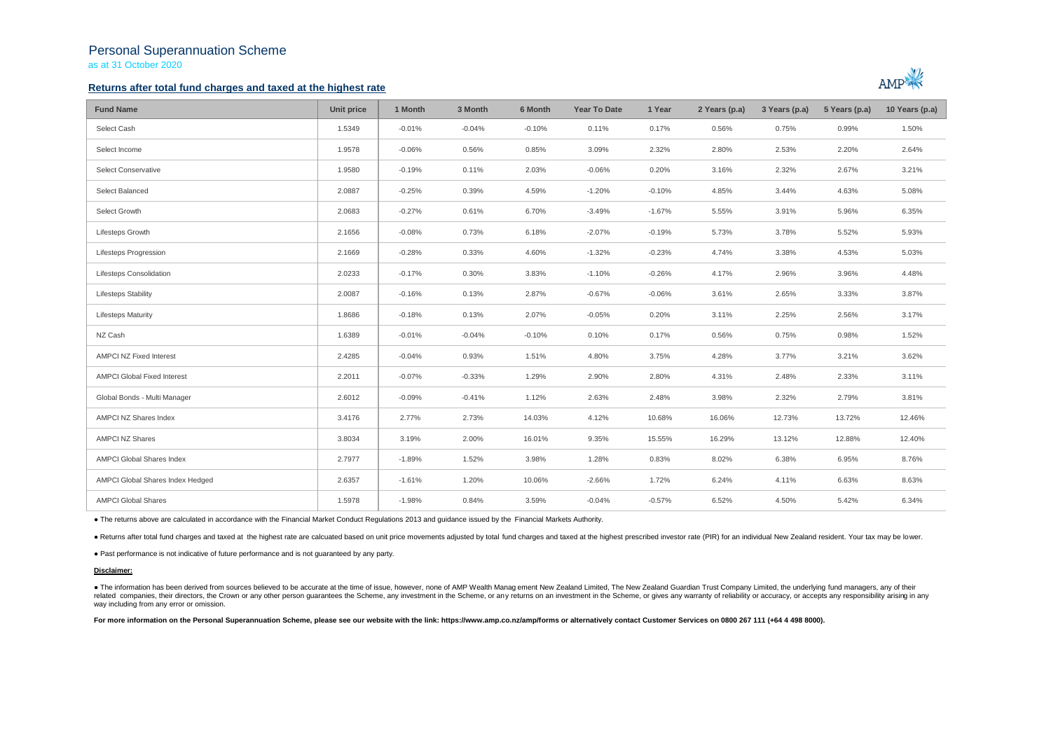# Personal Superannuation Scheme

as at 31 October 2020

## Returns after total fund charges and taxed at the highest rate

| Fund Name | Unit price | 1 Month | 3 Month | 6 Month | Year To Date | 1 Year | 2 Years (p.a) | 3 Years (p.a) | 5 Years (p.a) | 10 Years (p.a) |
|---|---|---|---|---|---|---|---|---|---|---|
| Select Cash | 1.5349 | -0.01% | -0.04% | -0.10% | 0.11% | 0.17% | 0.56% | 0.75% | 0.99% | 1.50% |
| Select Income | 1.9578 | -0.06% | 0.56% | 0.85% | 3.09% | 2.32% | 2.80% | 2.53% | 2.20% | 2.64% |
| Select Conservative | 1.9580 | -0.19% | 0.11% | 2.03% | -0.06% | 0.20% | 3.16% | 2.32% | 2.67% | 3.21% |
| Select Balanced | 2.0887 | -0.25% | 0.39% | 4.59% | -1.20% | -0.10% | 4.85% | 3.44% | 4.63% | 5.08% |
| Select Growth | 2.0683 | -0.27% | 0.61% | 6.70% | -3.49% | -1.67% | 5.55% | 3.91% | 5.96% | 6.35% |
| Lifesteps Growth | 2.1656 | -0.08% | 0.73% | 6.18% | -2.07% | -0.19% | 5.73% | 3.78% | 5.52% | 5.93% |
| Lifesteps Progression | 2.1669 | -0.28% | 0.33% | 4.60% | -1.32% | -0.23% | 4.74% | 3.38% | 4.53% | 5.03% |
| Lifesteps Consolidation | 2.0233 | -0.17% | 0.30% | 3.83% | -1.10% | -0.26% | 4.17% | 2.96% | 3.96% | 4.48% |
| Lifesteps Stability | 2.0087 | -0.16% | 0.13% | 2.87% | -0.67% | -0.06% | 3.61% | 2.65% | 3.33% | 3.87% |
| Lifesteps Maturity | 1.8686 | -0.18% | 0.13% | 2.07% | -0.05% | 0.20% | 3.11% | 2.25% | 2.56% | 3.17% |
| NZ Cash | 1.6389 | -0.01% | -0.04% | -0.10% | 0.10% | 0.17% | 0.56% | 0.75% | 0.98% | 1.52% |
| AMPCI NZ Fixed Interest | 2.4285 | -0.04% | 0.93% | 1.51% | 4.80% | 3.75% | 4.28% | 3.77% | 3.21% | 3.62% |
| AMPCI Global Fixed Interest | 2.2011 | -0.07% | -0.33% | 1.29% | 2.90% | 2.80% | 4.31% | 2.48% | 2.33% | 3.11% |
| Global Bonds - Multi Manager | 2.6012 | -0.09% | -0.41% | 1.12% | 2.63% | 2.48% | 3.98% | 2.32% | 2.79% | 3.81% |
| AMPCI NZ Shares Index | 3.4176 | 2.77% | 2.73% | 14.03% | 4.12% | 10.68% | 16.06% | 12.73% | 13.72% | 12.46% |
| AMPCI NZ Shares | 3.8034 | 3.19% | 2.00% | 16.01% | 9.35% | 15.55% | 16.29% | 13.12% | 12.88% | 12.40% |
| AMPCI Global Shares Index | 2.7977 | -1.89% | 1.52% | 3.98% | 1.28% | 0.83% | 8.02% | 6.38% | 6.95% | 8.76% |
| AMPCI Global Shares Index Hedged | 2.6357 | -1.61% | 1.20% | 10.06% | -2.66% | 1.72% | 6.24% | 4.11% | 6.63% | 8.63% |
| AMPCI Global Shares | 1.5978 | -1.98% | 0.84% | 3.59% | -0.04% | -0.57% | 6.52% | 4.50% | 5.42% | 6.34% |

● The returns above are calculated in accordance with the Financial Market Conduct Regulations 2013 and guidance issued by the Financial Markets Authority.

● Returns after total fund charges and taxed at the highest rate are calcuated based on unit price movements adjusted by total fund charges and taxed at the highest prescribed investor rate (PIR) for an individual New Zealand resident. Your tax may be lower.

● Past performance is not indicative of future performance and is not guaranteed by any party.

**Disclaimer:**

● The information has been derived from sources believed to be accurate at the time of issue, however, none of AMP Wealth Management New Zealand Limited, The New Zealand Guardian Trust Company Limited, the underlying fund managers, any of their related companies, their directors, the Crown or any other person guarantees the Scheme, any investment in the Scheme, or any returns on an investment in the Scheme, or gives any warranty of reliability or accuracy, or accepts any responsibility arising in any way including from any error or omission.

**For more information on the Personal Superannuation Scheme, please see our website with the link: https://www.amp.co.nz/amp/forms or alternatively contact Customer Services on 0800 267 111 (+64 4 498 8000).**